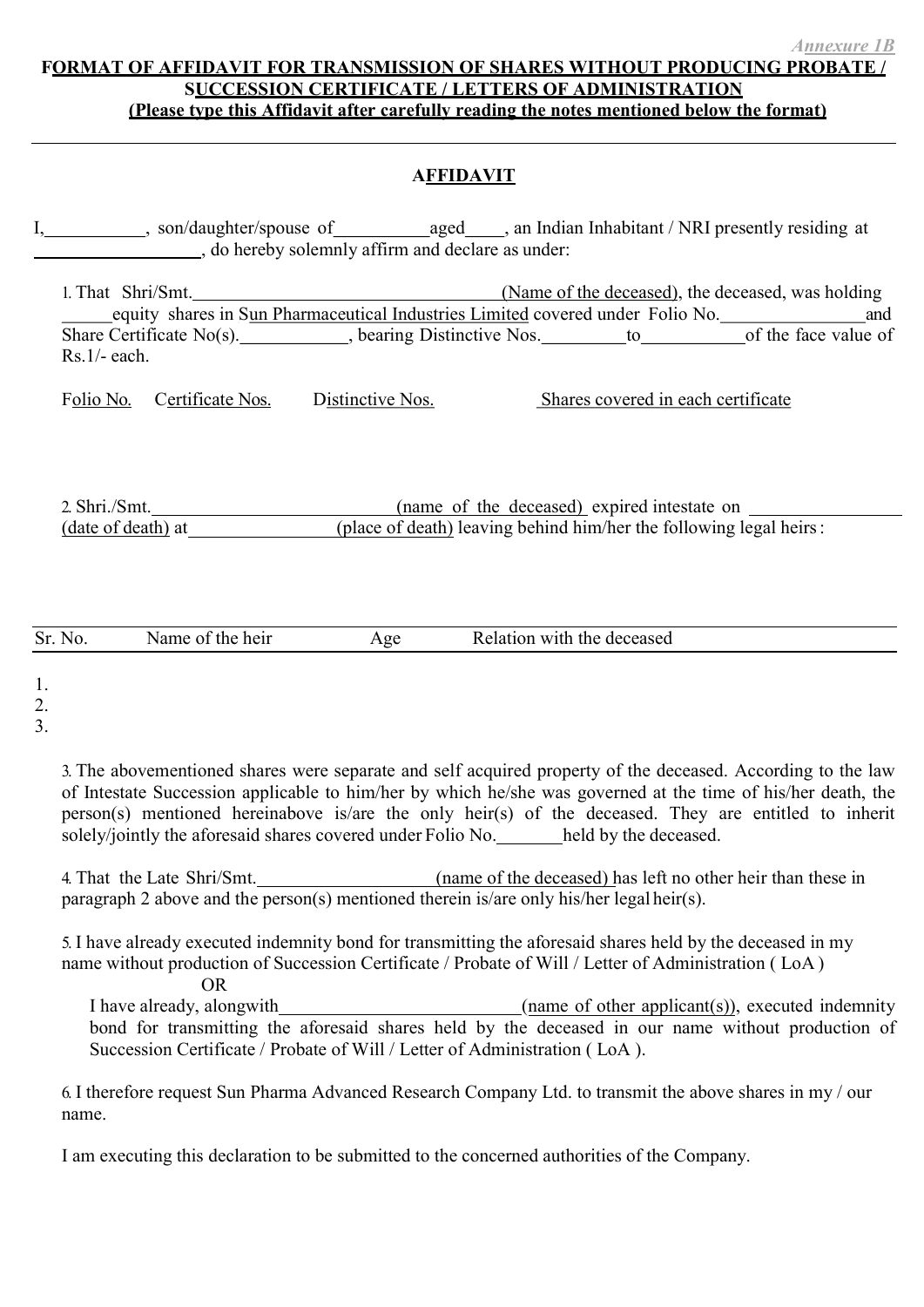*Annexure 1B*

**FORMAT OF AFFIDAVIT FOR TRANSMISSION OF SHARES WITHOUT PRODUCING PROBATE / SUCCESSION CERTIFICATE / LETTERS OF ADMINISTRATION**
**(Please type this Affidavit after carefully reading the notes mentioned below the format)**

---

## AFFIDAVIT

I,___________, son/daughter/spouse of__________aged____, an Indian Inhabitant / NRI presently residing at __________________, do hereby solemnly affirm and declare as under:

1. That Shri/Smt.__________________________________(Name of the deceased), the deceased, was holding ______equity shares in Sun Pharmaceutical Industries Limited covered under Folio No.________________and Share Certificate No(s).____________, bearing Distinctive Nos._________to___________of the face value of Rs.1/- each.

| Folio No. | Certificate Nos. | Distinctive Nos. | Shares covered in each certificate |
|---|---|---|---|
| | | | |

2. Shri./Smt.__________________________(name of the deceased) expired intestate on _________________ (date of death) at________________(place of death) leaving behind him/her the following legal heirs:

| Sr. No. | Name of the heir | Age | Relation with the deceased |
|---|---|---|---|
| 1. | | | |
| 2. | | | |
| 3. | | | |

3. The abovementioned shares were separate and self acquired property of the deceased. According to the law of Intestate Succession applicable to him/her by which he/she was governed at the time of his/her death, the person(s) mentioned hereinabove is/are the only heir(s) of the deceased. They are entitled to inherit solely/jointly the aforesaid shares covered under Folio No._______held by the deceased.

4. That the Late Shri/Smt.___________________(name of the deceased) has left no other heir than these in paragraph 2 above and the person(s) mentioned therein is/are only his/her legal heir(s).

5. I have already executed indemnity bond for transmitting the aforesaid shares held by the deceased in my name without production of Succession Certificate / Probate of Will / Letter of Administration ( LoA )

   OR

   I have already, alongwith__________________________(name of other applicant(s)), executed indemnity bond for transmitting the aforesaid shares held by the deceased in our name without production of Succession Certificate / Probate of Will / Letter of Administration ( LoA ).

6. I therefore request Sun Pharma Advanced Research Company Ltd. to transmit the above shares in my / our name.

I am executing this declaration to be submitted to the concerned authorities of the Company.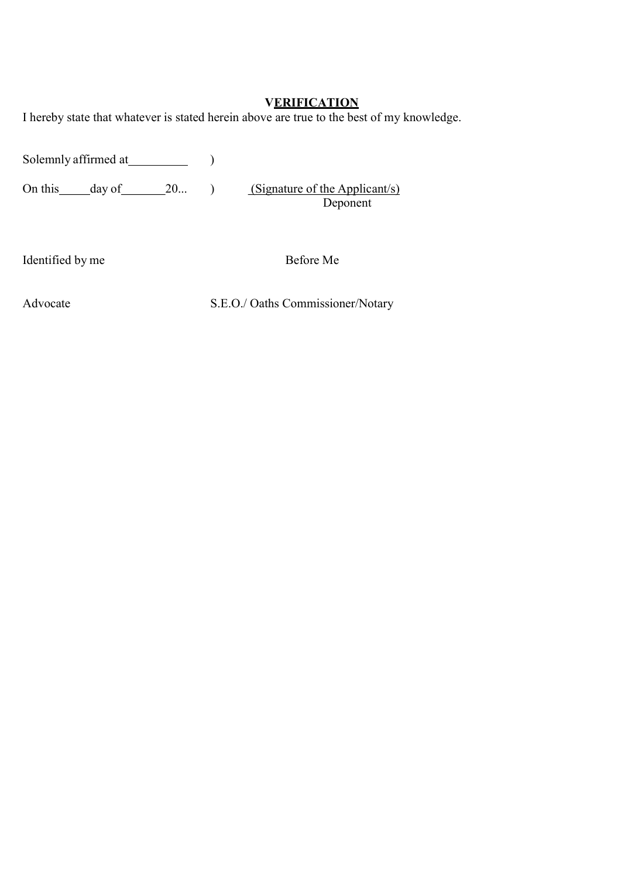## VERIFICATION

I hereby state that whatever is stated herein above are true to the best of my knowledge.

Solemnly affirmed at__________ )

On this_____day of_______20... ) (Signature of the Applicant/s)
Deponent

Identified by me Before Me

Advocate S.E.O./ Oaths Commissioner/Notary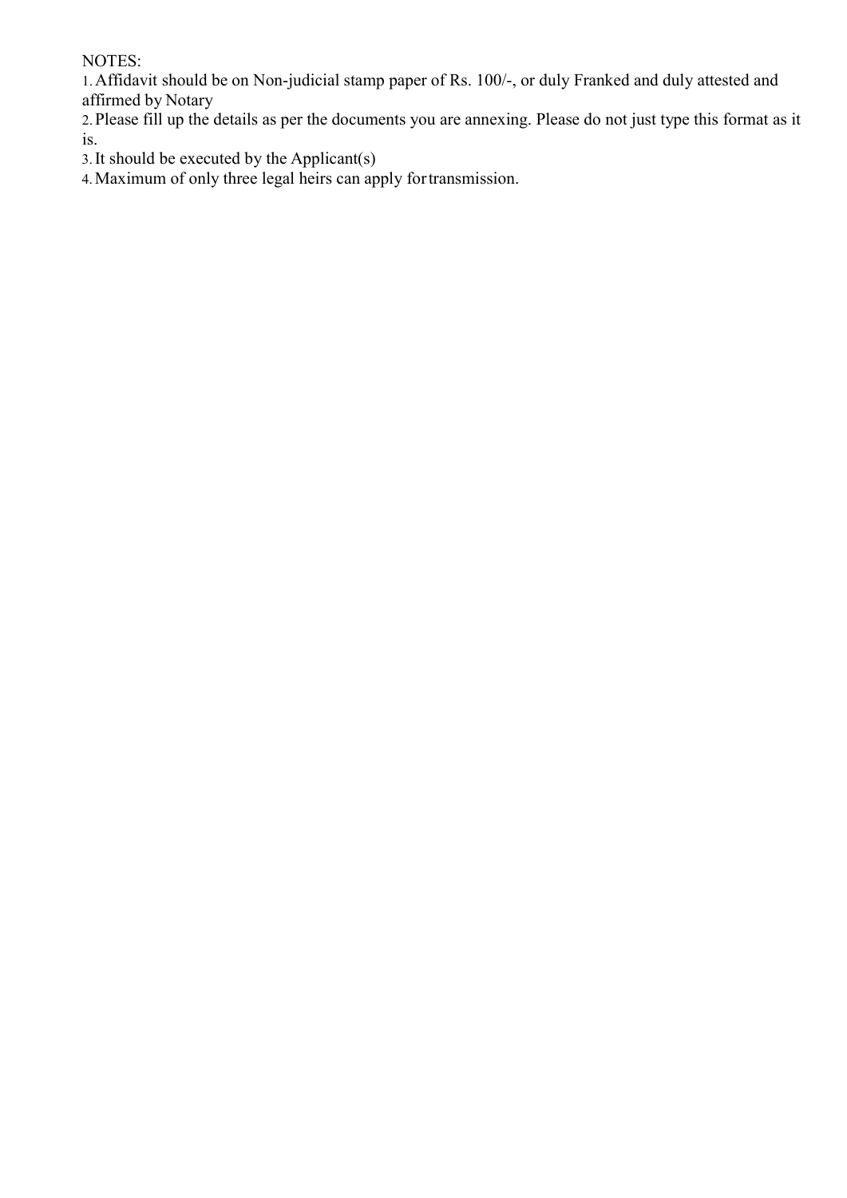NOTES:

1. Affidavit should be on Non-judicial stamp paper of Rs. 100/-, or duly Franked and duly attested and affirmed by Notary
2. Please fill up the details as per the documents you are annexing. Please do not just type this format as it is.
3. It should be executed by the Applicant(s)
4. Maximum of only three legal heirs can apply for transmission.